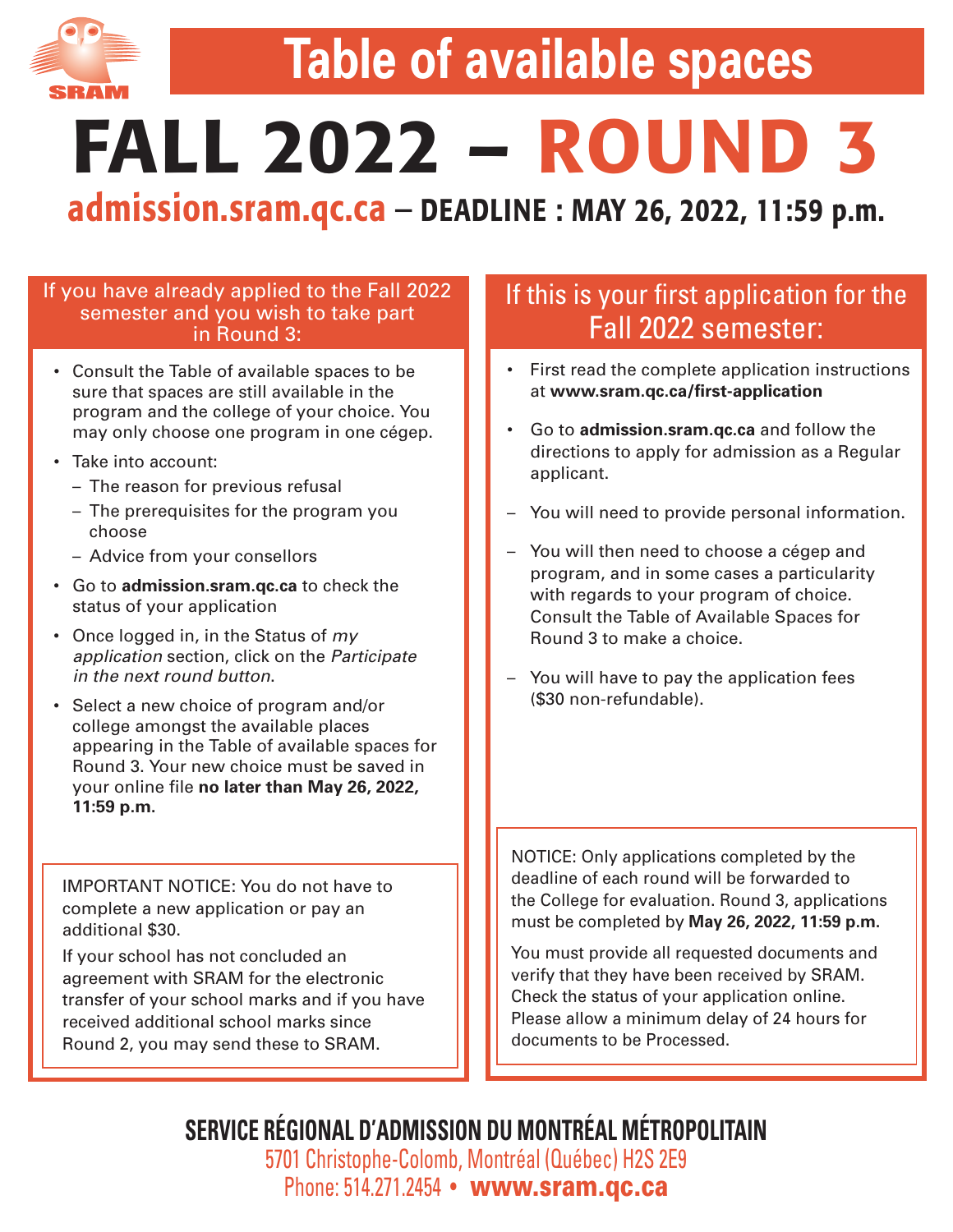SRAM

# Table of available spaces

# FALL 2022 – ROUND 3

## admission.sram.qc.ca – DEADLINE : MAY 26, 2022, 11:59 p.m.

### If you have already applied to the Fall 2022 semester and you wish to take part in Round 3:

- Consult the Table of available spaces to be sure that spaces are still available in the program and the college of your choice. You may only choose one program in one cégep.
- Take into account:
  - The reason for previous refusal
  - The prerequisites for the program you choose
  - Advice from your consellors
- Go to **admission.sram.qc.ca** to check the status of your application
- Once logged in, in the Status of *my application* section, click on the *Participate in the next round button*.
- Select a new choice of program and/or college amongst the available places appearing in the Table of available spaces for Round 3. Your new choice must be saved in your online file **no later than May 26, 2022, 11:59 p.m.**

IMPORTANT NOTICE: You do not have to complete a new application or pay an additional $30.

If your school has not concluded an agreement with SRAM for the electronic transfer of your school marks and if you have received additional school marks since Round 2, you may send these to SRAM.

### If this is your first application for the Fall 2022 semester:

- First read the complete application instructions at **www.sram.qc.ca/first-application**
- Go to **admission.sram.qc.ca** and follow the directions to apply for admission as a Regular applicant.
- You will need to provide personal information.
- You will then need to choose a cégep and program, and in some cases a particularity with regards to your program of choice. Consult the Table of Available Spaces for Round 3 to make a choice.
- You will have to pay the application fees ($30 non-refundable).

NOTICE: Only applications completed by the deadline of each round will be forwarded to the College for evaluation. Round 3, applications must be completed by **May 26, 2022, 11:59 p.m.**

You must provide all requested documents and verify that they have been received by SRAM. Check the status of your application online. Please allow a minimum delay of 24 hours for documents to be Processed.

**SERVICE RÉGIONAL D'ADMISSION DU MONTRÉAL MÉTROPOLITAIN**
5701 Christophe-Colomb, Montréal (Québec) H2S 2E9
Phone: 514.271.2454 • **www.sram.qc.ca**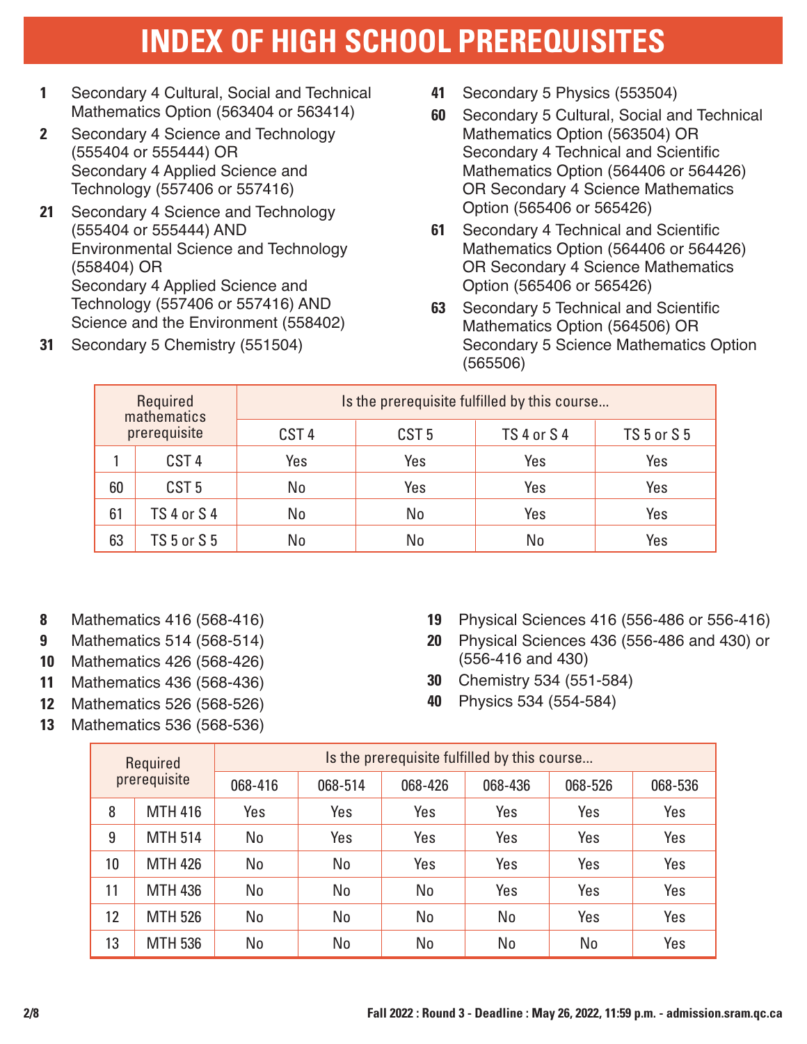# INDEX OF HIGH SCHOOL PREREQUISITES

**1** Secondary 4 Cultural, Social and Technical Mathematics Option (563404 or 563414)

**2** Secondary 4 Science and Technology (555404 or 555444) OR Secondary 4 Applied Science and Technology (557406 or 557416)

**21** Secondary 4 Science and Technology (555404 or 555444) AND Environmental Science and Technology (558404) OR Secondary 4 Applied Science and Technology (557406 or 557416) AND Science and the Environment (558402)

**31** Secondary 5 Chemistry (551504)

**41** Secondary 5 Physics (553504)

**60** Secondary 5 Cultural, Social and Technical Mathematics Option (563504) OR Secondary 4 Technical and Scientific Mathematics Option (564406 or 564426) OR Secondary 4 Science Mathematics Option (565406 or 565426)

**61** Secondary 4 Technical and Scientific Mathematics Option (564406 or 564426) OR Secondary 4 Science Mathematics Option (565406 or 565426)

**63** Secondary 5 Technical and Scientific Mathematics Option (564506) OR Secondary 5 Science Mathematics Option (565506)

| Required mathematics prerequisite | | Is the prerequisite fulfilled by this course... | | | |
|---|---|---|---|---|---|
| | | CST 4 | CST 5 | TS 4 or S 4 | TS 5 or S 5 |
| 1 | CST 4 | Yes | Yes | Yes | Yes |
| 60 | CST 5 | No | Yes | Yes | Yes |
| 61 | TS 4 or S 4 | No | No | Yes | Yes |
| 63 | TS 5 or S 5 | No | No | No | Yes |

**8** Mathematics 416 (568-416)

**9** Mathematics 514 (568-514)

**10** Mathematics 426 (568-426)

**11** Mathematics 436 (568-436)

**12** Mathematics 526 (568-526)

**13** Mathematics 536 (568-536)

**19** Physical Sciences 416 (556-486 or 556-416)

**20** Physical Sciences 436 (556-486 and 430) or (556-416 and 430)

**30** Chemistry 534 (551-584)

**40** Physics 534 (554-584)

| Required prerequisite | | Is the prerequisite fulfilled by this course... | | | | | |
|---|---|---|---|---|---|---|---|
| | | 068-416 | 068-514 | 068-426 | 068-436 | 068-526 | 068-536 |
| 8 | MTH 416 | Yes | Yes | Yes | Yes | Yes | Yes |
| 9 | MTH 514 | No | Yes | Yes | Yes | Yes | Yes |
| 10 | MTH 426 | No | No | Yes | Yes | Yes | Yes |
| 11 | MTH 436 | No | No | No | Yes | Yes | Yes |
| 12 | MTH 526 | No | No | No | No | Yes | Yes |
| 13 | MTH 536 | No | No | No | No | No | Yes |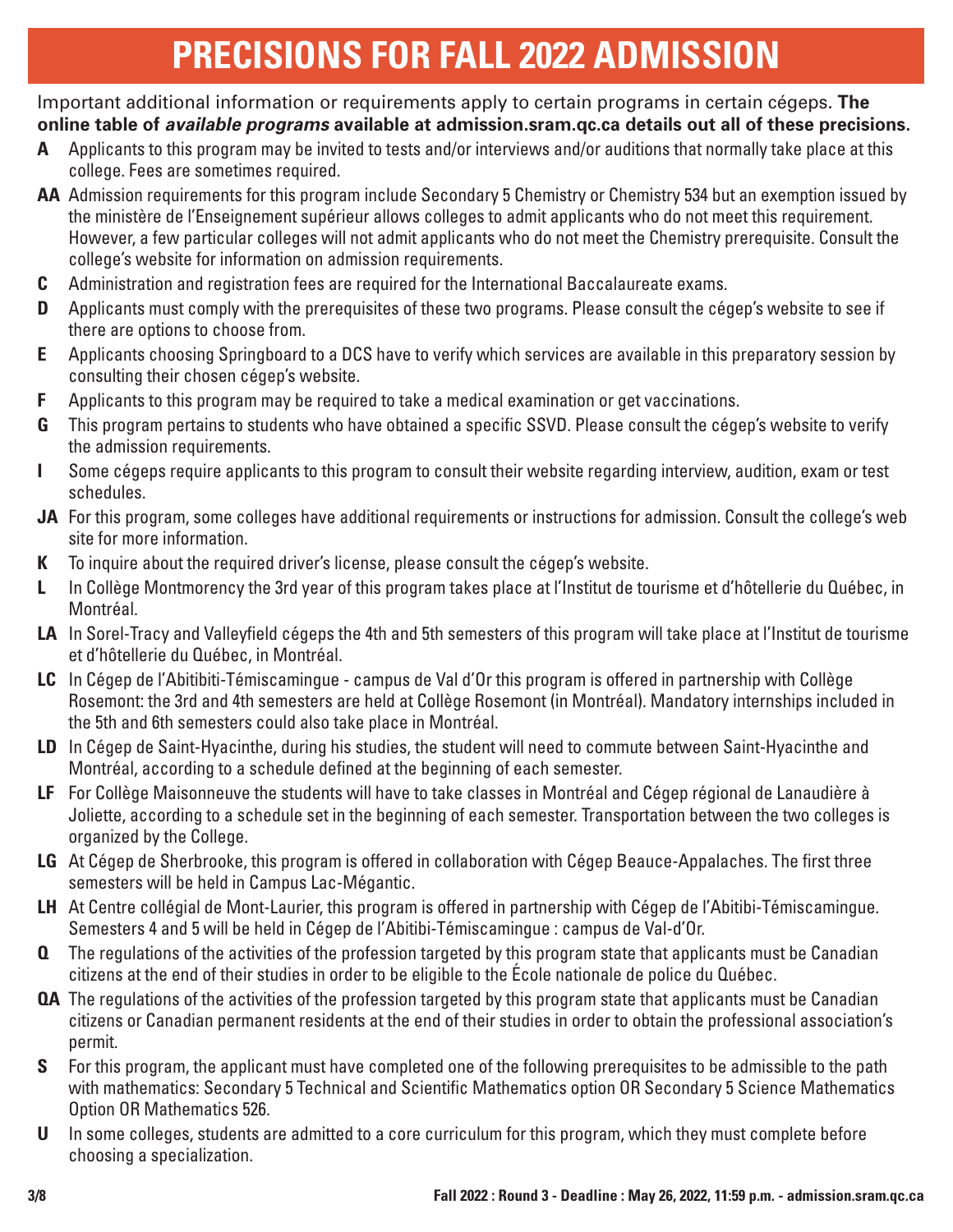# PRECISIONS FOR FALL 2022 ADMISSION

Important additional information or requirements apply to certain programs in certain cégeps. **The online table of *available programs* available at admission.sram.qc.ca details out all of these precisions.**

- **A** Applicants to this program may be invited to tests and/or interviews and/or auditions that normally take place at this college. Fees are sometimes required.
- **AA** Admission requirements for this program include Secondary 5 Chemistry or Chemistry 534 but an exemption issued by the ministère de l'Enseignement supérieur allows colleges to admit applicants who do not meet this requirement. However, a few particular colleges will not admit applicants who do not meet the Chemistry prerequisite. Consult the college's website for information on admission requirements.
- **C** Administration and registration fees are required for the International Baccalaureate exams.
- **D** Applicants must comply with the prerequisites of these two programs. Please consult the cégep's website to see if there are options to choose from.
- **E** Applicants choosing Springboard to a DCS have to verify which services are available in this preparatory session by consulting their chosen cégep's website.
- **F** Applicants to this program may be required to take a medical examination or get vaccinations.
- **G** This program pertains to students who have obtained a specific SSVD. Please consult the cégep's website to verify the admission requirements.
- **I** Some cégeps require applicants to this program to consult their website regarding interview, audition, exam or test schedules.
- **JA** For this program, some colleges have additional requirements or instructions for admission. Consult the college's web site for more information.
- **K** To inquire about the required driver's license, please consult the cégep's website.
- **L** In Collège Montmorency the 3rd year of this program takes place at l'Institut de tourisme et d'hôtellerie du Québec, in Montréal.
- **LA** In Sorel-Tracy and Valleyfield cégeps the 4th and 5th semesters of this program will take place at l'Institut de tourisme et d'hôtellerie du Québec, in Montréal.
- **LC** In Cégep de l'Abitibiti-Témiscamingue - campus de Val d'Or this program is offered in partnership with Collège Rosemont: the 3rd and 4th semesters are held at Collège Rosemont (in Montréal). Mandatory internships included in the 5th and 6th semesters could also take place in Montréal.
- **LD** In Cégep de Saint-Hyacinthe, during his studies, the student will need to commute between Saint-Hyacinthe and Montréal, according to a schedule defined at the beginning of each semester.
- **LF** For Collège Maisonneuve the students will have to take classes in Montréal and Cégep régional de Lanaudière à Joliette, according to a schedule set in the beginning of each semester. Transportation between the two colleges is organized by the College.
- **LG** At Cégep de Sherbrooke, this program is offered in collaboration with Cégep Beauce-Appalaches. The first three semesters will be held in Campus Lac-Mégantic.
- **LH** At Centre collégial de Mont-Laurier, this program is offered in partnership with Cégep de l'Abitibi-Témiscamingue. Semesters 4 and 5 will be held in Cégep de l'Abitibi-Témiscamingue : campus de Val-d'Or.
- **Q** The regulations of the activities of the profession targeted by this program state that applicants must be Canadian citizens at the end of their studies in order to be eligible to the École nationale de police du Québec.
- **QA** The regulations of the activities of the profession targeted by this program state that applicants must be Canadian citizens or Canadian permanent residents at the end of their studies in order to obtain the professional association's permit.
- **S** For this program, the applicant must have completed one of the following prerequisites to be admissible to the path with mathematics: Secondary 5 Technical and Scientific Mathematics option OR Secondary 5 Science Mathematics Option OR Mathematics 526.
- **U** In some colleges, students are admitted to a core curriculum for this program, which they must complete before choosing a specialization.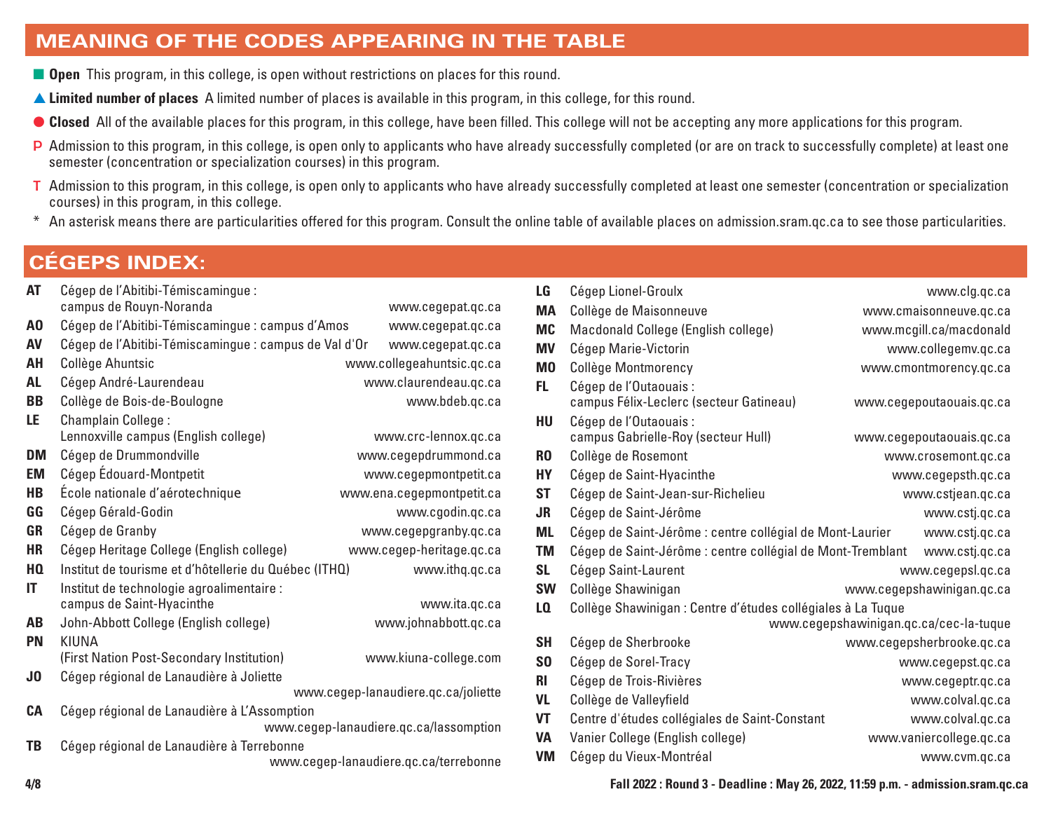## MEANING OF THE CODES APPEARING IN THE TABLE

■ **Open** This program, in this college, is open without restrictions on places for this round.

▲ **Limited number of places** A limited number of places is available in this program, in this college, for this round.

● **Closed** All of the available places for this program, in this college, have been filled. This college will not be accepting any more applications for this program.

**P** Admission to this program, in this college, is open only to applicants who have already successfully completed (or are on track to successfully complete) at least one semester (concentration or specialization courses) in this program.

**T** Admission to this program, in this college, is open only to applicants who have already successfully completed at least one semester (concentration or specialization courses) in this program, in this college.

\* An asterisk means there are particularities offered for this program. Consult the online table of available places on admission.sram.qc.ca to see those particularities.

## CÉGEPS INDEX:

| | | |
|---|---|---|
| **AT** | Cégep de l'Abitibi-Témiscamingue : campus de Rouyn-Noranda | www.cegepat.qc.ca |
| **AO** | Cégep de l'Abitibi-Témiscamingue : campus d'Amos | www.cegepat.qc.ca |
| **AV** | Cégep de l'Abitibi-Témiscamingue : campus de Val d'Or | www.cegepat.qc.ca |
| **AH** | Collège Ahuntsic | www.collegeahuntsic.qc.ca |
| **AL** | Cégep André-Laurendeau | www.claurendeau.qc.ca |
| **BB** | Collège de Bois-de-Boulogne | www.bdeb.qc.ca |
| **LE** | Champlain College : Lennoxville campus (English college) | www.crc-lennox.qc.ca |
| **DM** | Cégep de Drummondville | www.cegepdrummond.ca |
| **EM** | Cégep Édouard-Montpetit | www.cegepmontpetit.ca |
| **HB** | École nationale d'aérotechnique | www.ena.cegepmontpetit.ca |
| **GG** | Cégep Gérald-Godin | www.cgodin.qc.ca |
| **GR** | Cégep de Granby | www.cegepgranby.qc.ca |
| **HR** | Cégep Heritage College (English college) | www.cegep-heritage.qc.ca |
| **HQ** | Institut de tourisme et d'hôtellerie du Québec (ITHQ) | www.ithq.qc.ca |
| **IT** | Institut de technologie agroalimentaire : campus de Saint-Hyacinthe | www.ita.qc.ca |
| **AB** | John-Abbott College (English college) | www.johnabbott.qc.ca |
| **PN** | KIUNA (First Nation Post-Secondary Institution) | www.kiuna-college.com |
| **JO** | Cégep régional de Lanaudière à Joliette | www.cegep-lanaudiere.qc.ca/joliette |
| **CA** | Cégep régional de Lanaudière à L'Assomption | www.cegep-lanaudiere.qc.ca/lassomption |
| **TB** | Cégep régional de Lanaudière à Terrebonne | www.cegep-lanaudiere.qc.ca/terrebonne |
| **LG** | Cégep Lionel-Groulx | www.clg.qc.ca |
| **MA** | Collège de Maisonneuve | www.cmaisonneuve.qc.ca |
| **MC** | Macdonald College (English college) | www.mcgill.ca/macdonald |
| **MV** | Cégep Marie-Victorin | www.collegemv.qc.ca |
| **MO** | Collège Montmorency | www.cmontmorency.qc.ca |
| **FL** | Cégep de l'Outaouais : campus Félix-Leclerc (secteur Gatineau) | www.cegepoutaouais.qc.ca |
| **HU** | Cégep de l'Outaouais : campus Gabrielle-Roy (secteur Hull) | www.cegepoutaouais.qc.ca |
| **RO** | Collège de Rosemont | www.crosemont.qc.ca |
| **HY** | Cégep de Saint-Hyacinthe | www.cegepsth.qc.ca |
| **ST** | Cégep de Saint-Jean-sur-Richelieu | www.cstjean.qc.ca |
| **JR** | Cégep de Saint-Jérôme | www.cstj.qc.ca |
| **ML** | Cégep de Saint-Jérôme : centre collégial de Mont-Laurier | www.cstj.qc.ca |
| **TM** | Cégep de Saint-Jérôme : centre collégial de Mont-Tremblant | www.cstj.qc.ca |
| **SL** | Cégep Saint-Laurent | www.cegepsl.qc.ca |
| **SW** | Collège Shawinigan | www.cegepshawinigan.qc.ca |
| **LQ** | Collège Shawinigan : Centre d'études collégiales à La Tuque | www.cegepshawinigan.qc.ca/cec-la-tuque |
| **SH** | Cégep de Sherbrooke | www.cegepsherbrooke.qc.ca |
| **SO** | Cégep de Sorel-Tracy | www.cegepst.qc.ca |
| **RI** | Cégep de Trois-Rivières | www.cegeptr.qc.ca |
| **VL** | Collège de Valleyfield | www.colval.qc.ca |
| **VT** | Centre d'études collégiales de Saint-Constant | www.colval.qc.ca |
| **VA** | Vanier College (English college) | www.vaniercollege.qc.ca |
| **VM** | Cégep du Vieux-Montréal | www.cvm.qc.ca |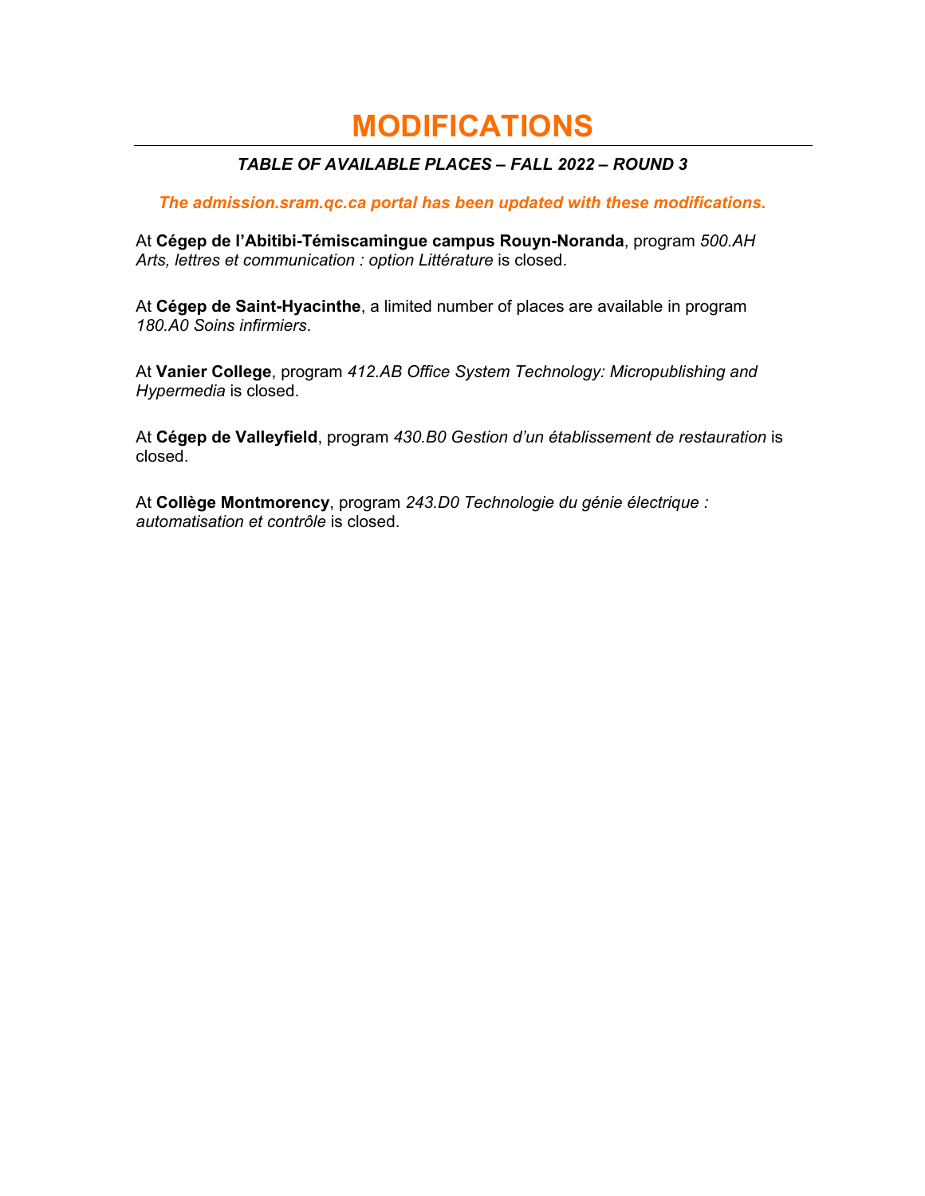# MODIFICATIONS

***TABLE OF AVAILABLE PLACES – FALL 2022 – ROUND 3***

***The admission.sram.qc.ca portal has been updated with these modifications.***

At **Cégep de l'Abitibi-Témiscamingue campus Rouyn-Noranda**, program *500.AH Arts, lettres et communication : option Littérature* is closed.

At **Cégep de Saint-Hyacinthe**, a limited number of places are available in program *180.A0 Soins infirmiers*.

At **Vanier College**, program *412.AB Office System Technology: Micropublishing and Hypermedia* is closed.

At **Cégep de Valleyfield**, program *430.B0 Gestion d'un établissement de restauration* is closed.

At **Collège Montmorency**, program *243.D0 Technologie du génie électrique : automatisation et contrôle* is closed.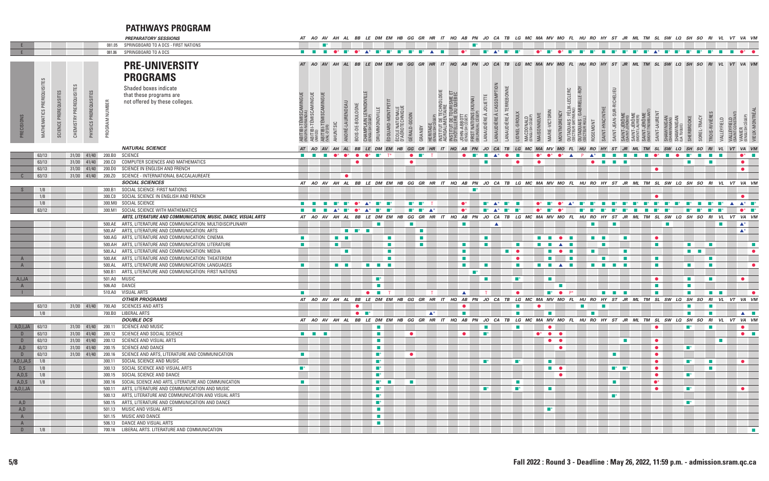# PATHWAYS PROGRAM

## PRE-UNIVERSITY PROGRAMS

Shaded boxes indicate that these programs are not offered by these colleges.

AT: Abitibi-Témiscamingue (Rouyn-Noranda) · AO: Abitibi-Témiscamingue (Amos) · AV: Abitibi-Témiscamingue (Val-d'Or) · AH: Ahuntsic · AL: André-Laurendeau · BB: Bois-de-Boulogne · LE: Champlain Lennoxville (English cégep) · DM: Drummondville · EM: Édouard-Montpetit · HB: École nationale d'aérotechnique · GG: Gérald-Godin · GR: Granby · HR: Héritage (English cégep) · IT: Institut de technologie agroalimentaire · HQ: Institut de tourisme et d'hôtellerie du Québec · AB: John-Abbott (English cégep) · PN: First Nations (Kiuna) (Bilingual cégep) · JO: Lanaudière à Joliette · CA: Lanaudière à L'Assomption · TB: Lanaudière à Terrebonne · LG: Lionel-Groulx · MC: Macdonald (English cégep) · MA: Maisonneuve · MV: Marie-Victorin · MO: Montmorency · FL: Outaouais : Félix-Leclerc (secteur Gatineau) · HU: Outaouais : Gabrielle-Roy (secteur Hull) · RO: Rosemont · HY: Saint-Hyacinthe · ST: Saint-Jean-sur-Richelieu · JR: Saint-Jérôme (Saint-Jérôme) · ML: Saint-Jérôme (Mont-Laurier) · TM: Saint-Jérôme (Mont-Tremblant) · SL: Saint-Laurent · SW: Shawinigan (Shawinigan) · LQ: Shawinigan (La Tuque) · SH: Sherbrooke · SO: Sorel-Tracy · RI: Trois-Rivières · VL: Valleyfield · VT: Valleyfield (Saint-Constant) · VA: Vanier (English cégep) · VM: Vieux-Montréal

| Precisions | Mathematics prerequisites | Science prerequisites | Chemistry prerequisites | Physics prerequisites | Program number | Program | AT | AO | AV | AH | AL | BB | LE | DM | EM | HB | GG | GR | HR | IT | HQ | AB | PN | JO | CA | TB | LG | MC | MA | MV | MO | FL | HU | RO | HY | ST | JR | ML | TM | SL | SW | LQ | SH | SO | RI | VL | VT | VA | VM |
|---|---|---|---|---|---|---|---|---|---|---|---|---|---|---|---|---|---|---|---|---|---|---|---|---|---|---|---|---|---|---|---|---|---|---|---|---|---|---|---|---|---|---|---|---|---|---|---|---|---|
| | | | | | | ***PREPARATORY SESSIONS*** | | | | | | | | | | | | | | | | | | | | | | | | | | | | | | | | | | | | | | | | | | | |
| E | | | | | 081.05 | SPRINGBOARD TO A DCS - FIRST NATIONS | | | ■* | | | | | | | | | | | | | | | | | | | | | | | | | | | | | | | | | | | | | | | | |
| E | | | | | 081.06 | SPRINGBOARD TO A DCS | ■ | ■ | ■ | ●* | ■* | ●* | ▲* | ■* | ■* | ■* | ■* | ■* | ▲ | ■ | | ●* | | ■* | ▲* | ■* | ■* | | ●* | ■* | ●* | ■* | ■* | ■* | ■ | ■* | ■* | ■* | ▲* | ■* | ■* | ■* | ■* | ■* | ■* | ■ | ■ | ●* | ● |
| | | | | | | ***NATURAL SCIENCE*** | | | | | | | | | | | | | | | | | | | | | | | | | | | | | | | | | | | | | | | | | | | |
| | 63/13 | | 31/30 | 41/40 | 200.B0 | SCIENCE | ■ | ■ | ■ | ●* | ●* | ● | ●* | ■* | T* | | ● | ■* | T | | | ● | ■* | ■ | ▲* | ● | ■ | | ●* | ●* | ●* | ▲ | | P | ▲* | ■ | ■ | ■ | ■ | ●* | ■ | ● | ■* | ■ | ■ | ■ | | ●* | ■ |
| | 63/13 | | 31/30 | 41/40 | 200.C0 | COMPUTER SCIENCES AND MATHEMATICS | | | | | | | ● | | | | ● | | | | | | | ■ | | | ● | | ● | | | | | ● | ■ | ■ | ■ | | | | | | ■ | | ■ | | | ● | |
| | 63/13 | | 31/30 | 41/40 | 200.D0 | SCIENCE IN ENGLISH AND FRENCH | | | | | | | | | | | | | | | | | | | | | | | | | | | | | | | | | | ● | | | | | | | | ● | |
| C | 63/13 | | 31/30 | 41/40 | 200.Z0 | SCIENCE - INTERNATIONAL BACCALAUREATE | | | | | ● | | | | | | | | | | | | | | | | | | | | | | | | | | | | | | | | | | | | | | |
| | | | | | | ***SOCIAL SCIENCES*** | | | | | | | | | | | | | | | | | | | | | | | | | | | | | | | | | | | | | | | | | | | |
| S | 1/8 | | | | 300.B1 | SOCIAL SCIENCE: FIRST NATIONS | | | | | | | | | | | | | | | | | ■* | | | | | | | | | | | | | | | | | | | | | | | | | | |
| | 1/8 | | | | 300.C0 | SOCIAL SCIENCE IN ENGLISH AND FRENCH | | | | | | | | | | | | | | | | | | | | | | | | | | | | | | | | | | ● | | | | | | | | ● | |
| | 1/8 | | | | 300.M0 | SOCIAL SCIENCE | ■ | ■ | ■ | ■* | ■* | ●* | ▲* | ■* | ■* | | ■* | ■* | T | | | ●* | | ■* | ▲* | ■* | ■ | | ●* | ■* | ●* | ▲* | ■* | ■* | ■ | ■* | ■* | ■* | ■* | ■* | ■* | ■* | ■ | ■* | ■* | ▲ | ▲* | ▲* | ■* |
| | 63/12 | | | | 300.M1 | SOCIAL SCIENCE WITH MATHEMATICS | ■ | ■ | ■ | ▲* | ■* | ●* | ▲* | ■* | ■* | | ■* | ■* | ▲* | | | ●* | | ■* | ▲* | ■* | ■* | | ●* | ■* | ●* | | ■* | ■* | ■* | ■* | ■* | ■ | ■ | ■* | ■* | | ■* | ■* | ■* | ■* | | ●* | ■* |
| | | | | | | ***ARTS, LITERATURE AND COMMUNICATION, MUSIC, DANCE, VISUAL ARTS*** | | | | | | | | | | | | | | | | | | | | | | | | | | | | | | | | | | | | | | | | | | | |
| | | | | | 500.AE | ARTS, LITERATURE AND COMMUNICATION: MULTIDISCIPLINARY | | | | | | | | | ■ | | ■ | | | | | ■ | | | ▲ | | | | | | | | | ■ | | ■ | | | | | | ■ | | | | ■ | | ▲* | |
| | | | | | 500.AF | ARTS, LITERATURE AND COMMUNICATION: ARTS | | | | | | ■ | ■* | ■ | | | | ■ | | | | | | | | | | | | | | | | | | | | | | | | | | | | | | ▲* | |
| | | | | | 500.AG | ARTS, LITERATURE AND COMMUNICATION: CINEMA | ■ | | | ■ | ■ | | | | ■ | | | ■ | | | | | | ■ | | | | | ■ | ■ | ● | ■ | | ■ | ■ | | ■ | | | ● | | | | | | | | | |
| | | | | | 500.AH | ARTS, LITERATURE AND COMMUNICATION: LITERATURE | ■ | | | ■ | | | | | ■ | | | ■ | | | | ■ | | ■ | | | ■ | | ■ | ■ | ▲ | ■ | | | ■ | | | | | ■ | | | ■ | | ■ | | | | ■ |
| | | | | | 500.AJ | ARTS, LITERATURE AND COMMUNICATION: MEDIA | | | | | ■ | | | | ■ | | | | | | | ■ | | | | ■ | ● | | | ■ | ● | ■ | | ■ | | | ■ | | | ■ | | | ■ | ■ | | | | | ● |
| A | | | | | 500.AK | ARTS, LITERATURE AND COMMUNICATION: THEATEROM | | | | | | | | | ■ | | | | | | | ■ | | | | | ● | | | ■ | | ■ | | | ■ | | ■ | | | | | | | | ■ | | | | |
| A | | | | | 500.AL | ARTS, LITERATURE AND COMMUNICATION: LANGUAGES | ■ | | | ■ | ■ | | ■ | ■ | ■ | | | | | | | ■ | | ■ | | | ■ | | ■ | ■ | ▲ | ■ | | ■ | ■ | ■ | ■ | | | ■ | | | ■ | | ■ | | | | ● |
| | | | | | 500.B1 | ARTS, LITERATURE AND COMMUNICATION: FIRST NATIONS | | | | | | | | | | | | | | | | | ■* | | | | | | | | | | | | | | | | | | | | | | | | | | |
| A,I,JA | | | | | 501.A0 | MUSIC | | | | | | | | ■* | | | | | | | | | | ■ | | ■* | | | | ■ | | | | | | | | | | ● | | | ■ | | ■ | | | ● | |
| A | | | | | 506.A0 | DANCE | | | | | | | | ■ | | | | | | | | | | | | | | | | | ■ | | | | | | | | | ■ | | | ■ | | | | | | |
| I | | | | | 510.A0 | VISUAL ARTS | ■ | | | | | | ● | ■ | T | | | T | | | | ▲ | | T | | | ● | | | ■* | ● | P* | | | ■ | ■ | ■ | | | ■ | | | ■ | | ■ | ■ | | | ● |
| | | | | | | ***OTHER PROGRAMS*** | | | | | | | | | | | | | | | | | | | | | | | | | | | | | | | | | | | | | | | | | | | |
| | 63/13 | | 31/30 | 41/40 | 700.A0 | SCIENCES AND ARTS | | | | | | ● | | | | | | | | | | ● | | | | | ■ | | ● | | | | | ■ | ■ | | | | | | | | ■ | | ■ | | | | |
| | 1/8 | | | | 700.B0 | LIBERAL ARTS | | | | | | ● | ■* | | | | | | ▲* | | | ■ | | | | | ■ | | | ■ | | | | ■ | | | | | | | | | ■ | | ■ | | | ▲ | ■ |
| | | | | | | ***DOUBLE DCS*** | | | | | | | | | | | | | | | | | | | | | | | | | | | | | | | | | | | | | | | | | | | |
| A,D,I,JA | 63/13 | | 31/30 | 41/40 | 200.11 | SCIENCE AND MUSIC | | | | | | | | ■ | | | | | | | | | | ■ | | | ■ | | | ● | | | | | | | | | | ● | | | ■* | | ■ | | | ● | |
| D | 63/13 | | 31/30 | 41/40 | 200.12 | SCIENCE AND SOCIAL SCIENCE | ■ | ■ | ■ | | | | | ■ | | | ● | | | | | ● | ■* | | | | | | ●* | ● | ● | | | | | | ■ | | | ● | | | | | | | | ● | ■ |
| D | 63/13 | | 31/30 | 41/40 | 200.13 | SCIENCE AND VISUAL ARTS | | | | | | | | ■ | | | | | | | | | | | | | | | | ● | ● | | | | | | ■ | | | ● | | | | | | ■ | | | |
| A,D | 63/13 | | 31/30 | 41/40 | 200.15 | SCIENCE AND DANCE | | | | | | | | ■ | | | | | | | | | | | | | | | | | ● | | | | | | | | | ● | | | ■* | | | | | | |
| D | 63/13 | | 31/30 | 41/40 | 200.16 | SCIENCE AND ARTS, LITERATURE AND COMMUNICATION | ■ | | | | | | | ■* | | | ● | | | | | | | | | | | | | | | | | | ■ | | | | | ● | | | | | | | | | |
| A,D,I,JA,S | 1/8 | | | | 300.11 | SOCIAL SCIENCE AND MUSIC | | | | | | | | ■* | | | | | | | | | ■* | | | | ■* | | | ■ | | | | | | | | | | ● | | | ■* | | ■ | | | ● | |
| D,S | 1/8 | | | | 300.13 | SOCIAL SCIENCE AND VISUAL ARTS | ■* | | | | | | | ■* | | | | | | | | | | | | | | | | ■ | ● | | | | ■* | ■* | | | | ● | | | | | ■ | | | | |
| A,D,S | 1/8 | | | | 300.15 | SOCIAL SCIENCE AND DANCE | | | | | | | | ■* | | | | | | | | | | | | | | | | | ● | | | | | | | | | ● | | | ■* | | | | | | |
| A,D,S | 1/8 | | | | 300.16 | SOCIAL SCIENCE AND ARTS, LITERATURE AND COMMUNICATION | ■ | | | | | | | ■* | ■ | | ■ | | | | | | | | | | ■ | | | | | | | | ■ | | | | | ●* | | | | | | | | | |
| A,D,I,JA | | | | | 500.11 | ARTS, LITERATURE AND COMMUNICATION AND MUSIC | | | | | | | | ■* | | | | | | | | | ■* | | | | ■* | | | ■ | | | | | | | | | | ● | | | ■* | | | | | ● | |
| | | | | | 500.13 | ARTS, LITERATURE AND COMMUNICATION AND VISUAL ARTS | | | | | | | | ■* | | | | | | | | | | | | | | | | | | | | | ■* | | | | | | | | | | | | | | |
| A,D | | | | | 500.15 | ARTS, LITERATURE AND COMMUNICATION AND DANCE | | | | | | | | ■* | | | | | | | | | | | | | | | | | | | | | | | | | | | | | ■* | | | | | | |
| A,D | | | | | 501.13 | MUSIC AND VISUAL ARTS | | | | | | | | ■ | | | | | | | | | | | | | | | | | ■* | | | | | | | | | | | | | | | | | | |
| A | | | | | 501.15 | MUSIC AND DANCE | | | | | | | | ■ | | | | | | | | | | | | | | | | | | | | | | | | | | | | | | | | | | | |
| A | | | | | 506.13 | DANCE AND VISUAL ARTS | | | | | | | | ■ | | | | | | | | | | | | | | | | | | | | | | | | | | | | | | | | | | | |
| D | 1/8 | | | | 700.16 | LIBERAL ARTS, LITERATURE AND COMMUNICATION | | | | | | | | | | | | | | | | | | | | | | | | | | | | | | | | | | | | | | | | | | | ■ |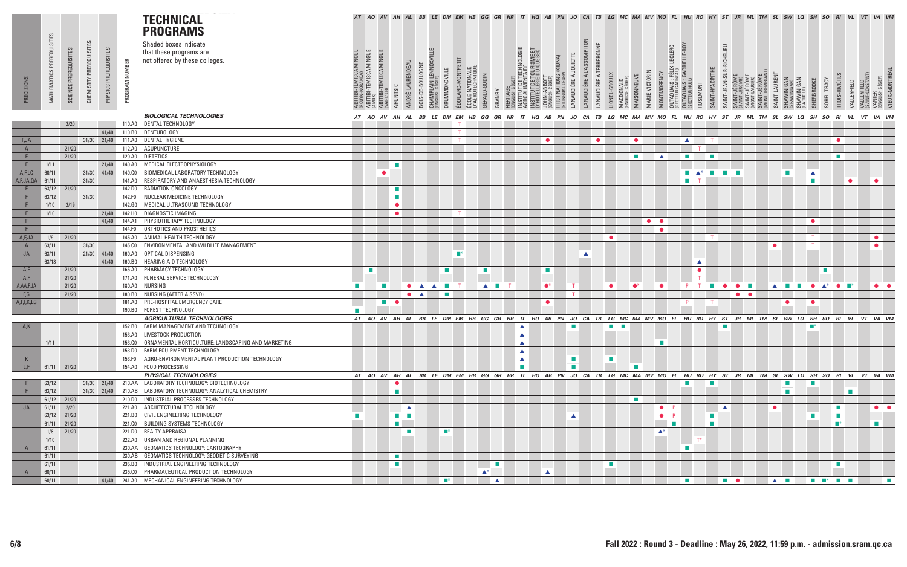# TECHNICAL PROGRAMS

Shaded boxes indicate that these programs are not offered by these colleges.

Colleges: AT Abitibi-Témiscamingue (Rouyn-Noranda); AO Abitibi-Témiscamingue (Amos); AV Abitibi-Témiscamingue (Val-d'Or); AH Ahuntsic; AL André-Laurendeau; BB Bois-de-Boulogne; LE Champlain Lennoxville (English CEGEP); DM Drummondville; EM Édouard-Montpetit; HB École nationale d'aérotechnique; GG Gérald-Godin; GR Granby; HR Heritage (English CEGEP); IT Institut de technologie agroalimentaire; HQ Institut de tourisme et d'hôtellerie du Québec; AB John-Abbott (English CEGEP); PN First Nations (Kiuna) (Bilingual CEGEP); JO Lanaudière à Joliette; CA Lanaudière à L'Assomption; TB Lanaudière à Terrebonne; LG Lionel-Groulx; MC Macdonald (English CEGEP); MA Maisonneuve; MV Marie-Victorin; MO Montmorency; FL Outaouais : Félix-Leclerc (secteur Gatineau); HU Outaouais : Gabrielle-Roy (secteur Hull); RO Rosemont; HY Saint-Hyacinthe; ST Saint-Jean-sur-Richelieu; JR Saint-Jérôme (Saint-Jérôme); ML Saint-Jérôme (Mont-Laurier); TM Saint-Jérôme (Mont-Tremblant); SL Saint-Laurent; SW Shawinigan (Shawinigan); LQ Shawinigan (La Tuque); SH Sherbrooke; SO Sorel-Tracy; RI Trois-Rivières; VL Valleyfield; VT Valleyfield (Saint-Constant); VA Vanier (English CEGEP); VM Vieux Montréal

| Precisions | Mathematics prerequisites | Science prerequisites | Chemistry prerequisites | Physics prerequisites | Program number | Program | AT | AO | AV | AH | AL | BB | LE | DM | EM | HB | GG | GR | HR | IT | HQ | AB | PN | JO | CA | TB | LG | MC | MA | MV | MO | FL | HU | RO | HY | ST | JR | ML | TM | SL | SW | LQ | SH | SO | RI | VL | VT | VA | VM |
|---|---|---|---|---|---|---|---|---|---|---|---|---|---|---|---|---|---|---|---|---|---|---|---|---|---|---|---|---|---|---|---|---|---|---|---|---|---|---|---|---|---|---|---|---|---|---|---|---|---|
| | | | | | | ***BIOLOGICAL TECHNOLOGIES*** | | | | | | | | | | | | | | | | | | | | | | | | | | | | | | | | | | | | | | | | | | | | |
| | | 2/20 | | | 110.A0 | DENTAL TECHNOLOGY | | | | | | | | | T | | | | | | | | | | | | | | | | | | | | | | | | | | | | | | | | | | | |
| | | | | 41/40 | 110.B0 | DENTUROLOGY | | | | | | | | | T | | | | | | | | | | | | | | | | | | | | | | | | | | | | | | | | | | | |
| F,JA | | | 31/30 | 21/40 | 111.A0 | DENTAL HYGIENE | | | | | | | | | T | | | | | | | ● | | | | ● | | | ● | | | | ▲ | | T | | | | | | | | | | ● | | | | |
| A | | 21/20 | | | 112.A0 | ACUPUNCTURE | | | | | | | | | | | | | | | | | | | | | | | | | | | | T | | | | | | | | | | | | | | | |
| F | | 21/20 | | | 120.A0 | DIETETICS | | | | | | | | | | | | | | | | | | | | | | | ■ | | ▲ | | ■ | | ■ | | | | | | | | | | ■ | | | | |
| F | 1/11 | | | 21/40 | 140.A0 | MEDICAL ELECTROPHYSIOLOGY | | | | ■ | | | | | | | | | | | | | | | | | | | | | | | | | | | | | | | | | | | | | | | |
| A,F,LC | 60/11 | | 31/30 | 41/40 | 140.C0 | BIOMEDICAL LABORATORY TECHNOLOGY | | | ● | | | | | | | | | | | | | | | | | | | | | | | | ■ | ▲* | ■ | ■ | ■ | | | | ■ | | ▲ | | | | | | |
| A,F,JA,QA | 61/11 | | 31/30 | | 141.A0 | RESPIRATORY AND ANAESTHESIA TECHNOLOGY | | | | | | | | | | | | | | | | | | | | | | | | | | | ■ | T | | | | | | | | | ■ | | | ● | | ● | |
| F | 63/12 | 21/20 | | | 142.D0 | RADIATION ONCOLOGY | | | | ■ | | | | | | | | | | | | | | | | | | | | | | | | | | | | | | | | | | | | | | | |
| F | 63/12 | | 31/30 | | 142.F0 | NUCLEAR MEDICINE TECHNOLOGY | | | | ■ | | | | | | | | | | | | | | | | | | | | | | | | | | | | | | | | | | | | | | | |
| F | 1/10 | 2/19 | | | 142.G0 | MEDICAL ULTRASOUND TECHNOLOGY | | | | ● | | | | | | | | | | | | | | | | | | | | | | | | | | | | | | | | | | | | | | | |
| F | 1/10 | | | 21/40 | 142.H0 | DIAGNOSTIC IMAGING | | | | ● | | | | | T | | | | | | | | | | | | | | | | | | | | | | | | | | | | | | | | | | |
| F | | | | 41/40 | 144.A1 | PHYSIOTHERAPY TECHNOLOGY | | | | | | | | | | | | | | | | | | | | | | | | ● | ● | | | | | | | | | | | | ● | | | | | | |
| F | | | | | 144.F0 | ORTHOTICS AND PROSTHETICS | | | | | | | | | | | | | | | | | | | | | | | | | ● | | | | | | | | | | | | | | | | | | |
| A,F,JA | 1/9 | 21/20 | | | 145.A0 | ANIMAL HEALTH TECHNOLOGY | | | | | | | | | | | | | | | | | | | | | ● | | | | | | | | T | | | | | | | | T | | | | | ● | |
| A | 63/11 | | 31/30 | | 145.C0 | ENVIRONMENTAL AND WILDLIFE MANAGEMENT | | | | | | | | | | | | | | | | | | | | | | | | | | | | | | | | | | ● | | | T | | | | | ● | |
| JA | 63/11 | | 21/30 | 41/40 | 160.A0 | OPTICAL DISPENSING | | | | | | | | ■* | | | | | | | | | | | ▲ | | | | | | | | | | | | | | | | | | | | | | | | |
| | 63/13 | | | 41/40 | 160.B0 | HEARING AID TECHNOLOGY | | | | | | | | | | | | | | | | | | | | | | | | | | | | ▲ | | | | | | | | | | | | | | | |
| A,F | | 21/20 | | | 165.A0 | PHARMACY TECHNOLOGY | | ■ | | | | | | ■ | | | ■ | | | | | ■ | | | | | | | | | | | | ● | | | | | | | | | | ■ | | | | | |
| A,F | | 21/20 | | | 171.A0 | FUNERAL SERVICE TECHNOLOGY | | | | | | | | | | | | | | | | | | | | | | | | | | | | T | | | | | | | | | | | | | | | |
| A,AA,F,JA | | 21/20 | | | 180.A0 | NURSING | ■ | | ■ | | ● | ▲ | ▲ | ■ | T | | ▲ | ■ | T | | | ●* | | T | | | ● | | ●* | | ● | | P | T | ■ | ● | ● | ■ | | ▲ | ■ | ■ | ● | ▲* | ● | ■* | | ● | ● |
| F,G | | 21/20 | | | 180.B0 | NURSING (AFTER A SSVD) | | | | | ● | ▲ | | ■ | | | | | | | | | | T | | | | | | | | | | | | | ● | ● | | | | | | | | | | | |
| A,F,I,K,LG | | | | | 181.A0 | PRE-HOSPITAL EMERGENCY CARE | | | ■ | ● | | | | | | | | | | | | ● | | | | | | | | | | | P | | T | | | | | | ● | | ● | | | | | | |
| | | | | | 190.B0 | FOREST TECHNOLOGY | ■ | | | | | | | | | | | | | | | | | | | | | | | | | | | | | | | | | | | | | | | | | | |
| | | | | | | ***AGRICULTURAL TECHNOLOGIES*** | | | | | | | | | | | | | | | | | | | | | | | | | | | | | | | | | | | | | | | | | | | | |
| A,K | | | | | 152.B0 | FARM MANAGEMENT AND TECHNOLOGY | | | | | | | | | | | | | | ▲ | | | | ■ | | | ■ | ■ | | | | | | | | ■ | | | | | | | ■* | | | | | | |
| | | | | | 153.A0 | LIVESTOCK PRODUCTION | | | | | | | | | | | | | | ▲ | | | | | | | | | | | | | | | | | | | | | | | | | | | | | |
| | 1/11 | | | | 153.C0 | ORNAMENTAL HORTICULTURE: LANDSCAPING AND MARKETING | | | | | | | | | | | | | | ▲ | | | | | | | | | | | ■ | | | | | | | | | | | | | | | | | | |
| | | | | | 153.D0 | FARM EQUIPMENT TECHNOLOGY | | | | | | | | | | | | | | ▲ | | | | | | | | | | | | | | | | | | | | | | | | | | | | | |
| K | | | | | 153.F0 | AGRO-ENVIRONMENTAL PLANT PRODUCTION TECHNOLOGY | | | | | | | | | | | | | | ▲ | | | | ■ | | | ■ | | | | | | | | | | | | | | | | | | | | | | |
| L,F | 61/11 | 21/20 | | | 154.A0 | FOOD PROCESSING | | | | | | | | | | | | | | ■ | | | | ■ | | | | | ■ | | | | | | | | | | | | | | | | | | | | |
| | | | | | | ***PHYSICAL TECHNOLOGIES*** | | | | | | | | | | | | | | | | | | | | | | | | | | | | | | | | | | | | | | | | | | | | |
| F | 63/12 | | 31/30 | 21/40 | 210.AA | LABORATORY TECHNOLOGY: BIOTECHNOLOGY | | | | ● | | | | | | | | | | | | | | | | | | | | | | | ■ | | ■ | | | | | | ■ | | ■ | | | | | | |
| F | 63/12 | | 31/30 | 21/40 | 210.AB | LABORATORY TECHNOLOGY: ANALYTICAL CHEMISTRY | | | | ■ | | | | | | | | | | | | | | | | | | | | | | | | | | | | | | | ■ | | | | | ■ | | | |
| | 61/12 | 21/20 | | | 210.D0 | INDUSTRIAL PROCESSES TECHNOLOGY | | | | | | | | | | | | | | | | | | | | | | | | ■ | | | | | | | | | | | | | | | | | | | |
| JA | 61/11 | 2/20 | | | 221.A0 | ARCHITECTURAL TECHNOLOGY | | | | | ▲ | | | | | | | | | | | | | | | | | | | | ● | P | | | | ▲ | | | | ● | | | | | ■ | | | ● | ● |
| | 63/12 | 21/20 | | | 221.B0 | CIVIL ENGINEERING TECHNOLOGY | ■ | | | ■ | ■ | | | | | | | | | | | | | ▲ | | | | | | | ● | P | | | ■ | | | | | | | | ■ | | ■ | | | | |
| | 61/11 | 21/20 | | | 221.C0 | BUILDING SYSTEMS TECHNOLOGY | | | | ■ | | | | | | | | | | | | | | | | | | | | | | ■ | | | ■ | | | | | | | | | | ■* | | | ■ | |
| | 1/8 | 21/20 | | | 221.D0 | REALTY APPRAISAL | | | | | ■ | | | ■* | | | | | | | | | | | | | | | | | ▲* | | | | | | | | | | | | | | | | | | |
| | 1/10 | | | | 222.A0 | URBAN AND REGIONAL PLANNING | | | | | | | | | | | | | | | | | | | | | | | | | | | | T* | | | | | | | | | | | | | | | |
| A | 61/11 | | | | 230.AA | GEOMATICS TECHNOLOGY: CARTOGRAPHY | | | | | | | | | | | | | | | | | | | | | | | | | | | ■ | | | | | | | | | | | | | | | | |
| | 61/11 | | | | 230.AB | GEOMATICS TECHNOLOGY: GEODETIC SURVEYING | | | | ■ | | | | | | | | | | | | | | | | | | | | | | | | | | | | | | | | | | | | | | | |
| | 61/11 | | | | 235.B0 | INDUSTRIAL ENGINEERING TECHNOLOGY | | | | ■ | | | | | | | | ■ | | | | | | | | | ■ | | | | | | | | | | | | | | | | | | ■ | | | | |
| A | 60/11 | | | | 235.C0 | PHARMACEUTICAL PRODUCTION TECHNOLOGY | | | | | | | | | | | ▲* | | | | | ▲ | | | | | | | | | | | | | | | | | | | | | | | | | | | |
| | 60/11 | | | 41/40 | 241.A0 | MECHANICAL ENGINEERING TECHNOLOGY | | | | | | | | ■* | | | | ▲ | | | | | | | | | | | | | | | ■ | | | ■ | ● | | | ▲ | ■ | | ■ | ■* | ■ | ■ | | | ■ |

Fall 2022 : Round 3 - Deadline : May 26, 2022, 11:59 p.m. - admission.sram.qc.ca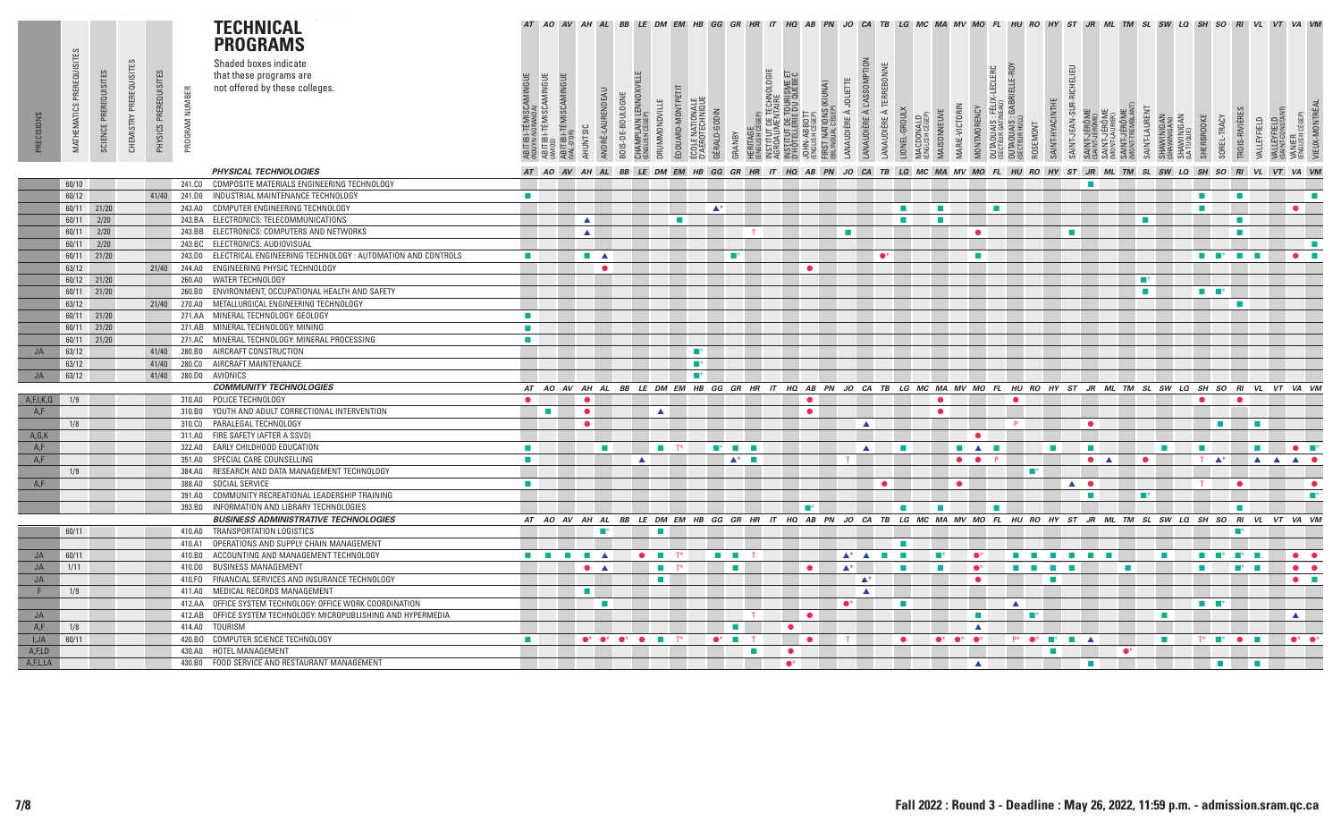# TECHNICAL PROGRAMS

Shaded boxes indicate that these programs are not offered by these colleges.

| Precisions | Mathematics prerequisites | Science prerequisites | Chemistry prerequisites | Physics prerequisites | Program number | Program | AT Abitibi-Témiscamingue (Rouyn-Noranda) | AO Abitibi-Témiscamingue (Amos) | AV Abitibi-Témiscamingue (Val-d'Or) | AH Ahuntsic | AL André-Laurendeau | BB Bois-de-Boulogne | LE Champlain Lennoxville (English cégep) | DM Drummondville | EM Édouard-Montpetit | HB École nationale d'aérotechnique | GG Gérald-Godin | GR Granby | HR Heritage (English cégep) | IT Institut de technologie agroalimentaire | HQ Institut de tourisme et d'hôtellerie du Québec | AB John-Abbott (English cégep) | PN First Nations (Kiuna) (Bilingual cégep) | JO Lanaudière à Joliette | CA Lanaudière à L'Assomption | TB Lanaudière à Terrebonne | LG Lionel-Groulx | MC Macdonald (English cégep) | MA Maisonneuve | MV Marie-Victorin | MO Montmorency | FL Outaouais : Félix-Leclerc (secteur Gatineau) | HU Outaouais : Gabrielle-Roy (secteur Hull) | RO Rosemont | HY Saint-Hyacinthe | ST Saint-Jean-sur-Richelieu | JR Saint-Jérôme (Saint-Jérôme) | ML Saint-Jérôme (Mont-Laurier) | TM Saint-Jérôme (Mont-Tremblant) | SL Saint-Laurent | SW Shawinigan (Shawinigan) | LQ Shawinigan (La Tuque) | SH Sherbrooke | SO Sorel-Tracy | RI Trois-Rivières | VL Valleyfield | VT Valleyfield (Saint-Constant) | VA Vanier (English cégep) | VM Vieux-Montréal |
|---|---|---|---|---|---|---|---|---|---|---|---|---|---|---|---|---|---|---|---|---|---|---|---|---|---|---|---|---|---|---|---|---|---|---|---|---|---|---|---|---|---|---|---|---|---|---|---|---|---|
| | | | | | | **PHYSICAL TECHNOLOGIES** | | | | | | | | | | | | | | | | | | | | | | | | | | | | | | | | | | | | | | | | | | | | |
| | 60/10 | | | | 241.C0 | COMPOSITE MATERIALS ENGINEERING TECHNOLOGY | | | | | | | | | | | | | | | | | | | | | | | | | | | | | | | ■ | | | | | | | | | | | | | |
| | 60/12 | | | 41/40 | 241.D0 | INDUSTRIAL MAINTENANCE TECHNOLOGY | ■ | | | | | | | | | | | | | | | | | | | | | | | | | | | | | | | | | | | | | ■ | | ■ | | | ■ |
| | 60/11 | 21/20 | | | 243.A0 | COMPUTER ENGINEERING TECHNOLOGY | | | | | | | | | | | | ▲* | | | | | | | | | ■ | | ■ | | | | ■ | | | | | | | | | | | ■ | | | | ● | |
| | 60/11 | 2/20 | | | 243.BA | ELECTRONICS: TELECOMMUNICATIONS | | | | ▲ | | | | | ■ | | | | T | | | | | ■ | | | ■ | | ■ | | | | | | | ■ | | | | ■ | | | | | ■ | | | | |
| | 60/11 | 2/20 | | | 243.BB | ELECTRONICS: COMPUTERS AND NETWORKS | | | | ▲ | | | | | | | | | | | | | | | | | | | | | ● | | | | | | | | | | | | | | ■ | | | | |
| | 60/11 | 2/20 | | | 243.BC | ELECTRONICS: AUDIOVISUAL | | | | | | | | | | | | | | | | | | | | | | | | | | | | | | | | | | | | | | | ■ | | | | ■ |
| | 60/11 | 21/20 | | | 243.D0 | ELECTRICAL ENGINEERING TECHNOLOGY : AUTOMATION AND CONTROLS | ■ | | | ■ | ▲ | | | | | | | ■* | | | | | | | | ●* | | | | | ■ | | | | | | | | | | | | ■ | ■* | ■ | ■ | | ● | ■ |
| | 63/12 | | | 21/40 | 244.A0 | ENGINEERING PHYSIC TECHNOLOGY | | | | | ● | | | | | | | | | | | ● | | | | | | | | | | | | | | | | | | | | | | | | | | | |
| | 60/12 | 21/20 | | | 260.A0 | WATER TECHNOLOGY | | | | | | | | | | | | | | | | | | | | | | | | | | | | | | | | | | ■* | | | | | | | | | |
| | 60/11 | 21/20 | | | 260.B0 | ENVIRONMENT, OCCUPATIONAL HEALTH AND SAFETY | | | | | | | | | | | | | | | | | | | | | | | | | | | | | | | | | | ■ | | | ■ | ■* | | | | | |
| | 63/12 | | | 21/40 | 270.A0 | METALLURGICAL ENGINEERING TECHNOLOGY | | | | | | | | | | | | | | | | | | | | | | | | | | | | | | | | | | | | | | | ■ | | | | |
| | 60/11 | 21/20 | | | 271.AA | MINERAL TECHNOLOGY: GEOLOGY | ■ | | | | | | | | | | | | | | | | | | | | | | | | | | | | | | | | | | | | | | | | | | |
| | 60/11 | 21/20 | | | 271.AB | MINERAL TECHNOLOGY: MINING | ■ | | | | | | | | | | | | | | | | | | | | | | | | | | | | | | | | | | | | | | | | | | |
| | 60/11 | 21/20 | | | 271.AC | MINERAL TECHNOLOGY: MINERAL PROCESSING | ■ | | | | | | | | | | | | | | | | | | | | | | | | | | | | | | | | | | | | | | | | | | |
| JA | 63/12 | | | 41/40 | 280.B0 | AIRCRAFT CONSTRUCTION | | | | | | | | | | ■* | | | | | | | | | | | | | | | | | | | | | | | | | | | | | | | | | |
| | 63/12 | | | 41/40 | 280.C0 | AIRCRAFT MAINTENANCE | | | | | | | | | | ■* | | | | | | | | | | | | | | | | | | | | | | | | | | | | | | | | | |
| JA | 63/12 | | | 41/40 | 280.D0 | AVIONICS | | | | | | | | | | ■* | | | | | | | | | | | | | | | | | | | | | | | | | | | | | | | | | |
| | | | | | | **COMMUNITY TECHNOLOGIES** | | | | | | | | | | | | | | | | | | | | | | | | | | | | | | | | | | | | | | | | | | | | |
| A,F,I,K,Q | 1/9 | | | | 310.A0 | POLICE TECHNOLOGY | ● | | | ● | | | | | | | | | | | | ● | | | | | | | ● | | | | ● | | | | | | | | | | ● | | ● | | | | |
| A,F | | | | | 310.B0 | YOUTH AND ADULT CORRECTIONAL INTERVENTION | | ■ | | ● | | | | ▲ | | | | | | | | ● | | | | | | | ● | | | | | | | | | | | | | | | | | | | | |
| | 1/8 | | | | 310.C0 | PARALEGAL TECHNOLOGY | | | | ● | | | | | | | | | | | | | | | ▲ | | | | | | | | P | | | | ● | | | | | | | ■ | | ■ | | | |
| A,G,K | | | | | 311.A0 | FIRE SAFETY (AFTER A SSVD) | | | | | | | | | | | | | | | | | | | | | | | | | ● | | | | | | | | | | | | | | | | | | |
| A,F | | | | | 322.A0 | EARLY CHILDHOOD EDUCATION | ■ | | | | ■ | | | ■ | T* | | ■* | ■ | ■ | | | | | | ▲ | | ■ | | | ■ | ▲ | ■ | | | ■ | | ■ | | | | ■ | | ■ | | | ■ | | ● | ■* |
| A,F | | | | | 351.A0 | SPECIAL CARE COUNSELLING | ■ | | | | | | ▲ | | | | | ▲* | ■ | | | | | T | | | | | | ● | ● | P | | | | | ● | ▲ | | ● | | | T | ▲* | | ▲ | ▲ | ▲ | ● |
| | 1/9 | | | | 384.A0 | RESEARCH AND DATA MANAGEMENT TECHNOLOGY | | | | | | | | | | | | | | | | | | | | | | | | | | | | ■* | | | | | | | | | | | | | | | |
| A,F | | | | | 388.A0 | SOCIAL SERVICE | ■ | | | | | | | | | | | | | | | | | | | ● | | | | ● | | | | | | ▲ | ● | | | | | | T | | ● | | | | ● |
| | | | | | 391.A0 | COMMUNITY RECREATIONAL LEADERSHIP TRAINING | | | | | | | | | | | | | | | | | | | | | | | | | | | | | | | ■ | | | ■* | | | | | | | | | ■* |
| | | | | | 393.B0 | INFORMATION AND LIBRARY TECHNOLOGIES | | | | | | | | | | | | | | | | ■* | | | | | ■ | | ■ | | | | ■ | | | | | | | | | | | | ■ | | | | |
| | | | | | | **BUSINESS ADMINISTRATIVE TECHNOLOGIES** | | | | | | | | | | | | | | | | | | | | | | | | | | | | | | | | | | | | | | | | | | | | |
| | 60/11 | | | | 410.A0 | TRANSPORTATION LOGISTICS | | | | | ■* | | | ■ | | | | | | | | | | | | | | | | | | | | | | | | | | | | | | | ■* | | | | |
| | | | | | 410.A1 | OPERATIONS AND SUPPLY CHAIN MANAGEMENT | | | | | | | | | | | | | | | | | | | | | ■ | | | | | | | | | | | | | | | | | | | | | | |
| JA | 60/11 | | | | 410.B0 | ACCOUNTING AND MANAGEMENT TECHNOLOGY | ■ | ■ | ■ | ■ | ▲ | | ● | ■ | T* | | ■ | ■ | T | | | | | ▲* | ▲ | ■ | ■ | | ■* | | ●* | | ■ | ■ | ■ | ■ | ■ | ■ | | | ■ | | ■ | ■* | ■* | ■ | | ● | ● |
| JA | 1/11 | | | | 410.D0 | BUSINESS MANAGEMENT | | | | ● | ▲ | | | ■ | T* | | | ■ | | | | ● | | ▲* | | | ■ | | ■ | | ●* | | ■ | ■ | ■ | ■ | | | ■ | | | | ■ | | ■* | ■ | | ● | ● |
| JA | | | | | 410.F0 | FINANCIAL SERVICES AND INSURANCE TECHNOLOGY | | | | | | | | ■ | | | | | | | | | | | ▲* | | | | | | ● | | | | ■ | | | | | | | | | | | | | ● | ■ |
| F | 1/9 | | | | 411.A0 | MEDICAL RECORDS MANAGEMENT | | | | ■ | | | | | | | | | | | | | | | ▲ | | | | | | | | | | | | | | | | | | | | | | | | |
| | | | | | 412.AA | OFFICE SYSTEM TECHNOLOGY: OFFICE WORK COORDINATION | | | | | ■ | | | | | | | | | | | | | ●* | | | ■ | | | | | | | | | | | | | | | | ■ | ■* | | | | | |
| JA | | | | | 412.AB | OFFICE SYSTEM TECHNOLOGY: MICROPUBLISHING AND HYPERMEDIA | | | | | | | | | | | | | T | | | ● | | | | | | | | | ■ | | ▲ | ■* | | | | | | | ■ | | | | | | | ▲ | |
| A,F | 1/8 | | | | 414.A0 | TOURISM | | | | | | | | | | | | ■ | | | ● | | | | | | | | | | ▲ | | | | | | | | | | | | | | | | | | |
| I,JA | 60/11 | | | | 420.B0 | COMPUTER SCIENCE TECHNOLOGY | ■ | | | ●* | ●* | ●* | ● | ■ | T* | | ●* | ■ | T | | | ● | | T | | | ● | | ●* | ●* | ●* | | P* | ●* | ■* | ■ | ▲ | | | | ■ | | T* | ■* | ● | ■ | | ●* | ●* |
| A,F,I,D | | | | | 430.A0 | HOTEL MANAGEMENT | | | | | | | | | | | | | | | ● | | | | | | | | | | | | | | ■ | | | | ●* | | | | | | | | | | |
| A,F,I,LA | | | | | 430.B0 | FOOD SERVICE AND RESTAURANT MANAGEMENT | | | | | | | | | | | | | | | ●* | | | | | | | | | | ▲ | | | | | | ■ | | | | | | | ■ | | ■ | | | |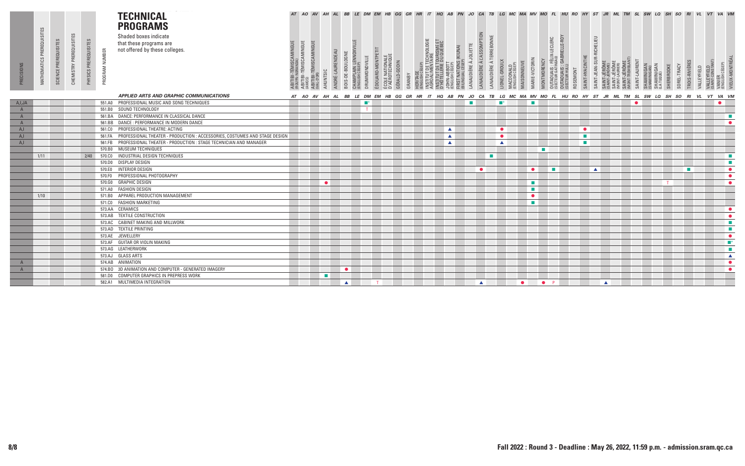# TECHNICAL PROGRAMS

Shaded boxes indicate that these programs are not offered by these colleges.

| PRECISIONS | MATHEMATICS PREREQUISITES | SCIENCE PREREQUISITES | CHEMISTRY PREREQUISITES | PHYSICS PREREQUISITES | PROGRAM NUMBER | | AT ABITIBI-TÉMISCAMINGUE (ROUYN-NORANDA) | AO ABITIBI-TÉMISCAMINGUE (AMOS) | AV ABITIBI-TÉMISCAMINGUE (VAL-D'OR) | AH AHUNTSIC | AL ANDRÉ-LAURENDEAU | BB BOIS-DE-BOULOGNE | LE CHAMPLAIN LENNOXVILLE (ENGLISH CEGEP) | DM DRUMMONDVILLE | EM ÉDOUARD-MONTPETIT | HB ÉCOLE NATIONALE D'AÉROTECHNIQUE | GG GÉRALD-GODIN | GR GRANBY | HR HERITAGE (ENGLISH CEGEP) | IT INSTITUT DE TECHNOLOGIE AGROALIMENTAIRE | HQ INSTITUT DE TOURISME ET D'HÔTELLERIE DU QUÉBEC | AB JOHN-ABBOTT (ENGLISH CEGEP) | PN FIRST NATIONS (KIUNA) (BILINGUAL CEGEP) | JO LANAUDIÈRE À JOLIETTE | CA LANAUDIÈRE À L'ASSOMPTION | TB LANAUDIÈRE À TERREBONNE | LG LIONEL-GROULX | MC MACDONALD (ENGLISH CEGEP) | MA MAISONNEUVE | MV MARIE-VICTORIN | MO MONTMORENCY | FL OUTAOUAIS : FÉLIX-LECLERC (SECTEUR GATINEAU) | HU OUTAOUAIS : GABRIELLE-ROY (SECTEUR HULL) | RO ROSEMONT | HY SAINT-HYACINTHE | ST SAINT-JEAN-SUR-RICHELIEU | JR SAINT-JÉRÔME (SAINT-JÉRÔME) | ML SAINT-JÉRÔME (MONT-LAURIER) | TM SAINT-JÉRÔME (MONT-TREMBLANT) | SL SAINT-LAURENT | SW SHAWINIGAN (SHAWINIGAN) | LQ SHAWINIGAN (LA TUQUE) | SH SHERBROOKE | SO SOREL-TRACY | RI TROIS-RIVIÈRES | VL VALLEYFIELD | VT VALLEYFIELD (SAINT-CONSTANT) | VA VANIER (ENGLISH CEGEP) | VM VIEUX-MONTRÉAL |
|---|---|---|---|---|---|---|---|---|---|---|---|---|---|---|---|---|---|---|---|---|---|---|---|---|---|---|---|---|---|---|---|---|---|---|---|---|---|---|---|---|---|---|---|---|---|---|---|---|---|
| | | | | | | ***APPLIED ARTS AND GRAPHIC COMMUNICATIONS*** | | | | | | | | | | | | | | | | | | | | | | | | | | | | | | | | | | | | | | | | | | | | |
| A,I,JA | | | | | 551.A0 | PROFESSIONAL MUSIC AND SONG TECHNIQUES | | | | | | | | ■* | | | | | | | | | | ■ | | | ■* | | | ■ | | | | | | | | | | ● | | | | | | | | ● | |
| A | | | | | 551.B0 | SOUND TECHNOLOGY | | | | | | | | T | | | | | | | | | | | | | | | | | | | | | | | | | | | | | | | | | | | |
| A | | | | | 561.BA | DANCE: PERFORMANCE IN CLASSICAL DANCE | | | | | | | | | | | | | | | | | | | | | | | | | | | | | | | | | | | | | | | | | | | ■ |
| A | | | | | 561.BB | DANCE : PERFORMANCE IN MODERN DANCE | | | | | | | | | | | | | | | | | | | | | | | | | | | | | | | | | | | | | | | | | | | ● |
| A,I | | | | | 561.C0 | PROFESSIONAL THEATRE: ACTING | | | | | | | | | | | | | | | | ▲ | | | | | ● | | | | | | | | ● | | | | | | | | | | | | | | |
| A,I | | | | | 561.FA | PROFESSIONAL THEATER - PRODUCTION : ACCESSORIES, COSTUMES AND STAGE DESIGN | | | | | | | | | | | | | | | | ▲ | | | | | ● | | | | | | | | ■ | | | | | | | | | | | | | | |
| A,I | | | | | 561.FB | PROFESSIONAL THEATER - PRODUCTION : STAGE TECHNICIAN AND MANAGER | | | | | | | | | | | | | | | | ▲ | | | | | ▲ | | | | | | | | ■ | | | | | | | | | | | | | | |
| | | | | | 570.B0 | MUSEUM TECHNIQUES | | | | | | | | | | | | | | | | | | | | | | | | | ■ | | | | | | | | | | | | | | | | | | |
| | 1/11 | | | 2/40 | 570.C0 | INDUSTRIAL DESIGN TECHNIQUES | | | | | | | | | | | | | | | | | | | | ■ | | | | | | | | | | | | | | | | | | | | | | | ■ |
| | | | | | 570.D0 | DISPLAY DESIGN | | | | | | | | | | | | | | | | | | | | | | | | | | | | | | | | | | | | | | | | | | | ■ |
| | | | | | 570.E0 | INTERIOR DESIGN | | | | | | | | | | | | | | | | | | | ● | | | | | ● | | ■ | | | | ▲ | | | | | | | | | ■ | | | | ● |
| | | | | | 570.F0 | PROFESSIONAL PHOTOGRAPHY | | | | | | | | | | | | | | | | | | | | | | | | | | | | | | | | | | | | | | | | | | | ● |
| | | | | | 570.G0 | GRAPHIC DESIGN | | | | ● | | | | | | | | | | | | | | | | | | | | | | | | | | | | | | | | | T | | | | | | ● |
| | | | | | 571.A0 | FASHION DESIGN | | | | | | | | | | | | | | | | | | | | | | | | ■ | | | | | | | | | | | | | | | | | | | |
| | 1/10 | | | | 571.B0 | APPAREL PRODUCTION MANAGEMENT | | | | | | | | | | | | | | | | | | | | | | | | ● | | | | | | | | | | | | | | | | | | | |
| | | | | | 571.C0 | FASHION MARKETING | | | | | | | | | | | | | | | | | | | | | | | | ■ | | | | | | | | | | | | | | | | | | | |
| | | | | | 573.AA | CERAMICS | | | | | | | | | | | | | | | | | | | | | | | | | | | | | | | | | | | | | | | | | | | ● |
| | | | | | 573.AB | TEXTILE CONSTRUCTION | | | | | | | | | | | | | | | | | | | | | | | | | | | | | | | | | | | | | | | | | | | ● |
| | | | | | 573.AC | CABINET MAKING AND MILLWORK | | | | | | | | | | | | | | | | | | | | | | | | | | | | | | | | | | | | | | | | | | | ■ |
| | | | | | 573.AD | TEXTILE PRINTING | | | | | | | | | | | | | | | | | | | | | | | | | | | | | | | | | | | | | | | | | | | ■ |
| | | | | | 573.AE | JEWELLERY | | | | | | | | | | | | | | | | | | | | | | | | | | | | | | | | | | | | | | | | | | | ● |
| | | | | | 573.AF | GUITAR OR VIOLIN MAKING | | | | | | | | | | | | | | | | | | | | | | | | | | | | | | | | | | | | | | | | | | | ■* |
| | | | | | 573.AG | LEATHERWORK | | | | | | | | | | | | | | | | | | | | | | | | | | | | | | | | | | | | | | | | | | | ■ |
| | | | | | 573.AJ | GLASS ARTS | | | | | | | | | | | | | | | | | | | | | | | | | | | | | | | | | | | | | | | | | | | ▲ |
| A | | | | | 574.AB | ANIMATION | | | | | | | | | | | | | | | | | | | | | | | | | | | | | | | | | | | | | | | | | | | ● |
| A | | | | | 574.B0 | 3D ANIMATION AND COMPUTER - GENERATED IMAGERY | | | | | | ● | | | | | | | | | | | | | | | | | | | | | | | | | | | | | | | | | | | | | ● |
| | | | | | 581.D0 | COMPUTER GRAPHICS IN PREPRESS WORK | | | | ■ | | | | | | | | | | | | | | | | | | | | | | | | | | | | | | | | | | | | | | | |
| | | | | | 582.A1 | MULTIMEDIA INTEGRATION | | | | | | ▲ | | | T | | | | | | | | | | ▲ | | | | ● | | ● | P | | | | | ▲ | | | | | | | | | | | | |